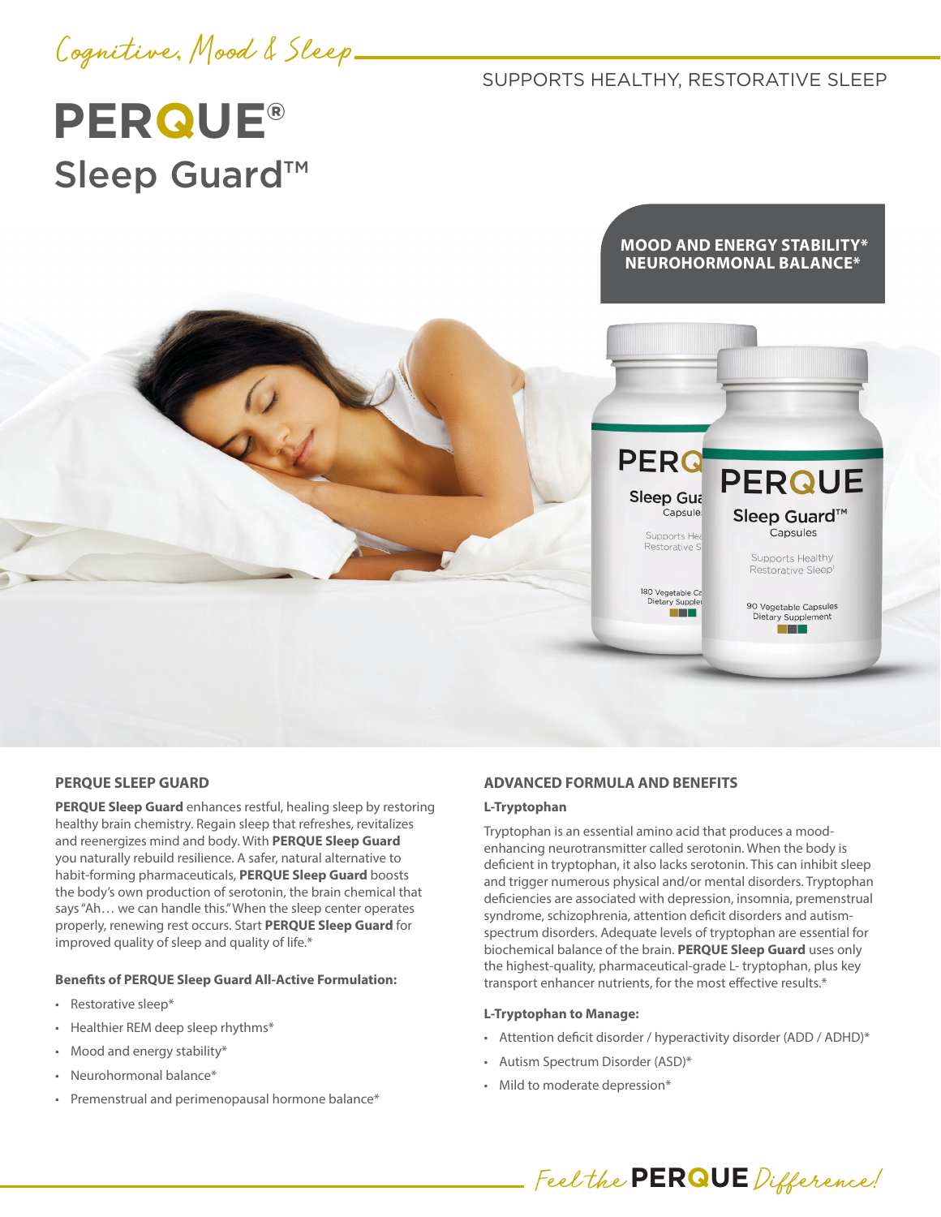Cognitive, Mood & Sleep

SUPPORTS HEALTHY, RESTORATIVE SLEEP

# PERQUE® Sleep Guard™

**MOOD AND ENERGY STABILITY***
**NEUROHORMONAL BALANCE***

## PERQUE SLEEP GUARD

**PERQUE Sleep Guard** enhances restful, healing sleep by restoring healthy brain chemistry. Regain sleep that refreshes, revitalizes and reenergizes mind and body. With **PERQUE Sleep Guard** you naturally rebuild resilience. A safer, natural alternative to habit-forming pharmaceuticals, **PERQUE Sleep Guard** boosts the body's own production of serotonin, the brain chemical that says "Ah… we can handle this." When the sleep center operates properly, renewing rest occurs. Start **PERQUE Sleep Guard** for improved quality of sleep and quality of life.*

**Benefits of PERQUE Sleep Guard All-Active Formulation:**

- Restorative sleep*
- Healthier REM deep sleep rhythms*
- Mood and energy stability*
- Neurohormonal balance*
- Premenstrual and perimenopausal hormone balance*

## ADVANCED FORMULA AND BENEFITS

**L-Tryptophan**

Tryptophan is an essential amino acid that produces a mood-enhancing neurotransmitter called serotonin. When the body is deficient in tryptophan, it also lacks serotonin. This can inhibit sleep and trigger numerous physical and/or mental disorders. Tryptophan deficiencies are associated with depression, insomnia, premenstrual syndrome, schizophrenia, attention deficit disorders and autism-spectrum disorders. Adequate levels of tryptophan are essential for biochemical balance of the brain. **PERQUE Sleep Guard** uses only the highest-quality, pharmaceutical-grade L- tryptophan, plus key transport enhancer nutrients, for the most effective results.*

**L-Tryptophan to Manage:**

- Attention deficit disorder / hyperactivity disorder (ADD / ADHD)*
- Autism Spectrum Disorder (ASD)*
- Mild to moderate depression*

Feel the **PERQUE** Difference!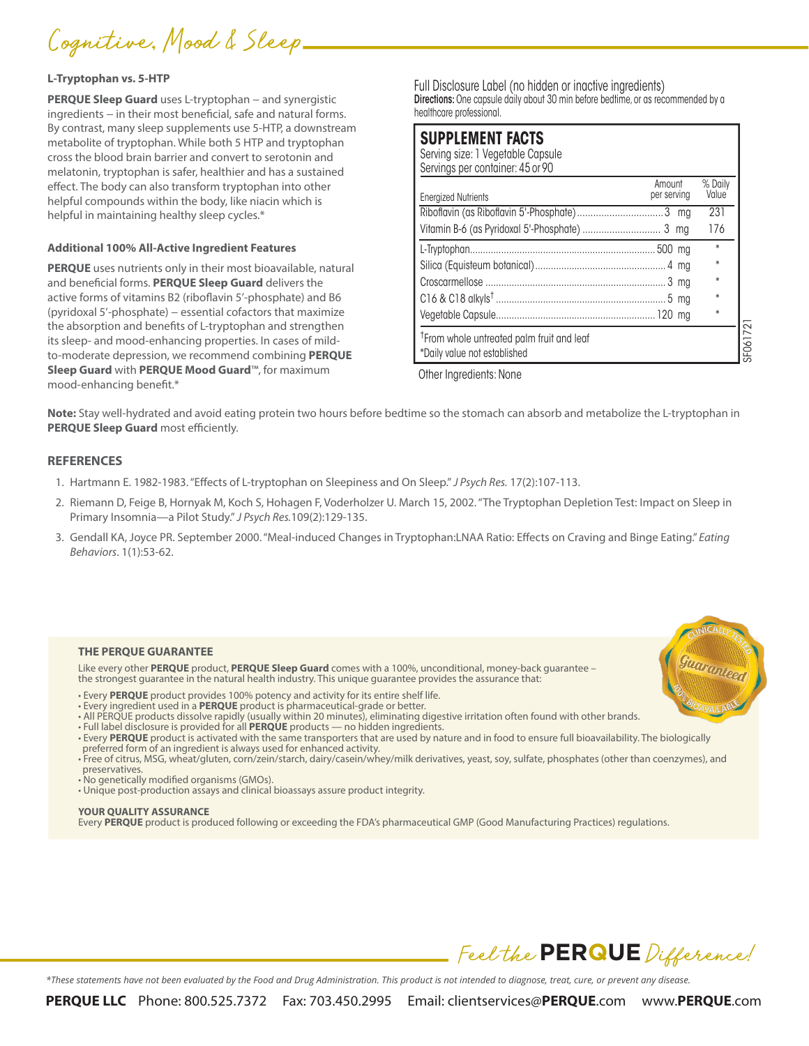# Cognitive, Mood & Sleep

### L-Tryptophan vs. 5-HTP

**PERQUE Sleep Guard** uses L-tryptophan – and synergistic ingredients – in their most beneficial, safe and natural forms. By contrast, many sleep supplements use 5-HTP, a downstream metabolite of tryptophan. While both 5 HTP and tryptophan cross the blood brain barrier and convert to serotonin and melatonin, tryptophan is safer, healthier and has a sustained effect. The body can also transform tryptophan into other helpful compounds within the body, like niacin which is helpful in maintaining healthy sleep cycles.*

### Additional 100% All-Active Ingredient Features

**PERQUE** uses nutrients only in their most bioavailable, natural and beneficial forms. **PERQUE Sleep Guard** delivers the active forms of vitamins B2 (riboflavin 5′-phosphate) and B6 (pyridoxal 5′-phosphate) – essential cofactors that maximize the absorption and benefits of L-tryptophan and strengthen its sleep- and mood-enhancing properties. In cases of mild-to-moderate depression, we recommend combining **PERQUE Sleep Guard** with **PERQUE Mood Guard**™, for maximum mood-enhancing benefit.*

Full Disclosure Label (no hidden or inactive ingredients)

**Directions:** One capsule daily about 30 min before bedtime, or as recommended by a healthcare professional.

**SUPPLEMENT FACTS**

Serving size: 1 Vegetable Capsule

Servings per container: 45 or 90

| Energized Nutrients | Amount per serving | % Daily Value |
|---|---|---|
| Riboflavin (as Riboflavin 5′-Phosphate) | 3 mg | 231 |
| Vitamin B-6 (as Pyridoxal 5′-Phosphate) | 3 mg | 176 |
| L-Tryptophan | 500 mg | * |
| Silica (Equisteum botanical) | 4 mg | * |
| Croscarmellose | 3 mg | * |
| C16 & C18 alkyls† | 5 mg | * |
| Vegetable Capsule | 120 mg | * |

†From whole untreated palm fruit and leaf

*Daily value not established

SF061721

Other Ingredients: None

**Note:** Stay well-hydrated and avoid eating protein two hours before bedtime so the stomach can absorb and metabolize the L-tryptophan in **PERQUE Sleep Guard** most efficiently.

## REFERENCES

1. Hartmann E. 1982-1983. "Effects of L-tryptophan on Sleepiness and On Sleep." *J Psych Res.* 17(2):107-113.
2. Riemann D, Feige B, Hornyak M, Koch S, Hohagen F, Voderholzer U. March 15, 2002. "The Tryptophan Depletion Test: Impact on Sleep in Primary Insomnia—a Pilot Study." *J Psych Res.*109(2):129-135.
3. Gendall KA, Joyce PR. September 2000. "Meal-induced Changes in Tryptophan:LNAA Ratio: Effects on Craving and Binge Eating." *Eating Behaviors*. 1(1):53-62.

### THE PERQUE GUARANTEE

Like every other **PERQUE** product, **PERQUE Sleep Guard** comes with a 100%, unconditional, money-back guarantee – the strongest guarantee in the natural health industry. This unique guarantee provides the assurance that:

- Every **PERQUE** product provides 100% potency and activity for its entire shelf life.
- Every ingredient used in a **PERQUE** product is pharmaceutical-grade or better.
- All PERQUE products dissolve rapidly (usually within 20 minutes), eliminating digestive irritation often found with other brands.
- Full label disclosure is provided for all **PERQUE** products — no hidden ingredients.
- Every **PERQUE** product is activated with the same transporters that are used by nature and in food to ensure full bioavailability. The biologically preferred form of an ingredient is always used for enhanced activity.
- Free of citrus, MSG, wheat/gluten, corn/zein/starch, dairy/casein/whey/milk derivatives, yeast, soy, sulfate, phosphates (other than coenzymes), and preservatives.
- No genetically modified organisms (GMOs).
- Unique post-production assays and clinical bioassays assure product integrity.

Clinically Tested · Guaranteed · 100% Bioavailable

### YOUR QUALITY ASSURANCE

Every **PERQUE** product is produced following or exceeding the FDA's pharmaceutical GMP (Good Manufacturing Practices) regulations.

Feel the **PERQUE** Difference!

*These statements have not been evaluated by the Food and Drug Administration. This product is not intended to diagnose, treat, cure, or prevent any disease.*

**PERQUE LLC** Phone: 800.525.7372 Fax: 703.450.2995 Email: clientservices@**PERQUE**.com www.**PERQUE**.com